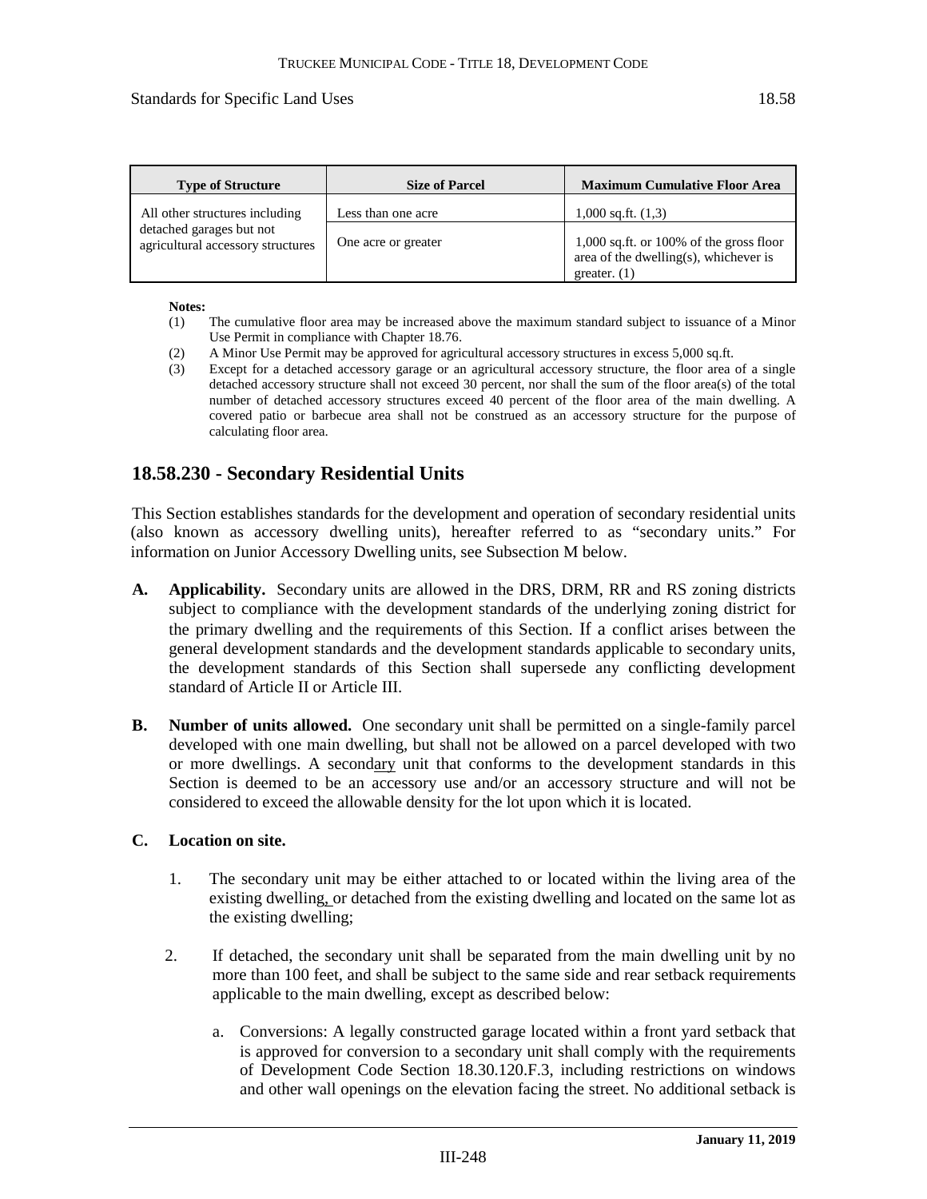| Type of Structure | Size of Parcel | Maximum Cumulative Floor Area |
|---|---|---|
| All other structures including detached garages but not agricultural accessory structures | Less than one acre | 1,000 sq.ft. (1,3) |
| | One acre or greater | 1,000 sq.ft. or 100% of the gross floor area of the dwelling(s), whichever is greater. (1) |

**Notes:**

(1) The cumulative floor area may be increased above the maximum standard subject to issuance of a Minor Use Permit in compliance with Chapter 18.76.

(2) A Minor Use Permit may be approved for agricultural accessory structures in excess 5,000 sq.ft.

(3) Except for a detached accessory garage or an agricultural accessory structure, the floor area of a single detached accessory structure shall not exceed 30 percent, nor shall the sum of the floor area(s) of the total number of detached accessory structures exceed 40 percent of the floor area of the main dwelling. A covered patio or barbecue area shall not be construed as an accessory structure for the purpose of calculating floor area.

## 18.58.230 - Secondary Residential Units

This Section establishes standards for the development and operation of secondary residential units (also known as accessory dwelling units), hereafter referred to as "secondary units." For information on Junior Accessory Dwelling units, see Subsection M below.

**A. Applicability.** Secondary units are allowed in the DRS, DRM, RR and RS zoning districts subject to compliance with the development standards of the underlying zoning district for the primary dwelling and the requirements of this Section. If a conflict arises between the general development standards and the development standards applicable to secondary units, the development standards of this Section shall supersede any conflicting development standard of Article II or Article III.

**B. Number of units allowed.** One secondary unit shall be permitted on a single-family parcel developed with one main dwelling, but shall not be allowed on a parcel developed with two or more dwellings. A secondary unit that conforms to the development standards in this Section is deemed to be an accessory use and/or an accessory structure and will not be considered to exceed the allowable density for the lot upon which it is located.

**C. Location on site.**

1. The secondary unit may be either attached to or located within the living area of the existing dwelling, or detached from the existing dwelling and located on the same lot as the existing dwelling;

2. If detached, the secondary unit shall be separated from the main dwelling unit by no more than 100 feet, and shall be subject to the same side and rear setback requirements applicable to the main dwelling, except as described below:

   a. Conversions: A legally constructed garage located within a front yard setback that is approved for conversion to a secondary unit shall comply with the requirements of Development Code Section 18.30.120.F.3, including restrictions on windows and other wall openings on the elevation facing the street. No additional setback is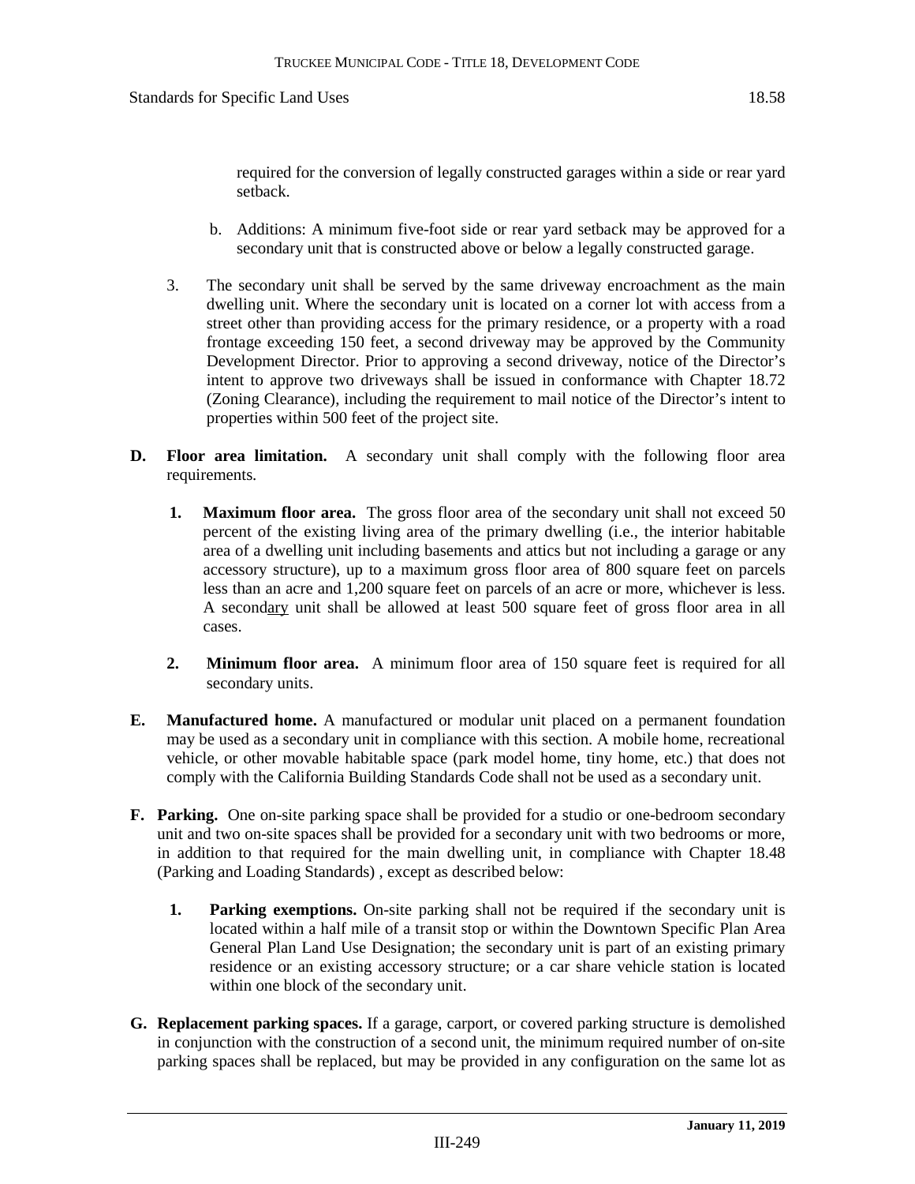required for the conversion of legally constructed garages within a side or rear yard setback.

b. Additions: A minimum five-foot side or rear yard setback may be approved for a secondary unit that is constructed above or below a legally constructed garage.

3. The secondary unit shall be served by the same driveway encroachment as the main dwelling unit. Where the secondary unit is located on a corner lot with access from a street other than providing access for the primary residence, or a property with a road frontage exceeding 150 feet, a second driveway may be approved by the Community Development Director. Prior to approving a second driveway, notice of the Director's intent to approve two driveways shall be issued in conformance with Chapter 18.72 (Zoning Clearance), including the requirement to mail notice of the Director's intent to properties within 500 feet of the project site.

**D. Floor area limitation.** A secondary unit shall comply with the following floor area requirements.

**1. Maximum floor area.** The gross floor area of the secondary unit shall not exceed 50 percent of the existing living area of the primary dwelling (i.e., the interior habitable area of a dwelling unit including basements and attics but not including a garage or any accessory structure), up to a maximum gross floor area of 800 square feet on parcels less than an acre and 1,200 square feet on parcels of an acre or more, whichever is less. A secondary unit shall be allowed at least 500 square feet of gross floor area in all cases.

**2. Minimum floor area.** A minimum floor area of 150 square feet is required for all secondary units.

**E. Manufactured home.** A manufactured or modular unit placed on a permanent foundation may be used as a secondary unit in compliance with this section. A mobile home, recreational vehicle, or other movable habitable space (park model home, tiny home, etc.) that does not comply with the California Building Standards Code shall not be used as a secondary unit.

**F. Parking.** One on-site parking space shall be provided for a studio or one-bedroom secondary unit and two on-site spaces shall be provided for a secondary unit with two bedrooms or more, in addition to that required for the main dwelling unit, in compliance with Chapter 18.48 (Parking and Loading Standards) , except as described below:

**1. Parking exemptions.** On-site parking shall not be required if the secondary unit is located within a half mile of a transit stop or within the Downtown Specific Plan Area General Plan Land Use Designation; the secondary unit is part of an existing primary residence or an existing accessory structure; or a car share vehicle station is located within one block of the secondary unit.

**G. Replacement parking spaces.** If a garage, carport, or covered parking structure is demolished in conjunction with the construction of a second unit, the minimum required number of on-site parking spaces shall be replaced, but may be provided in any configuration on the same lot as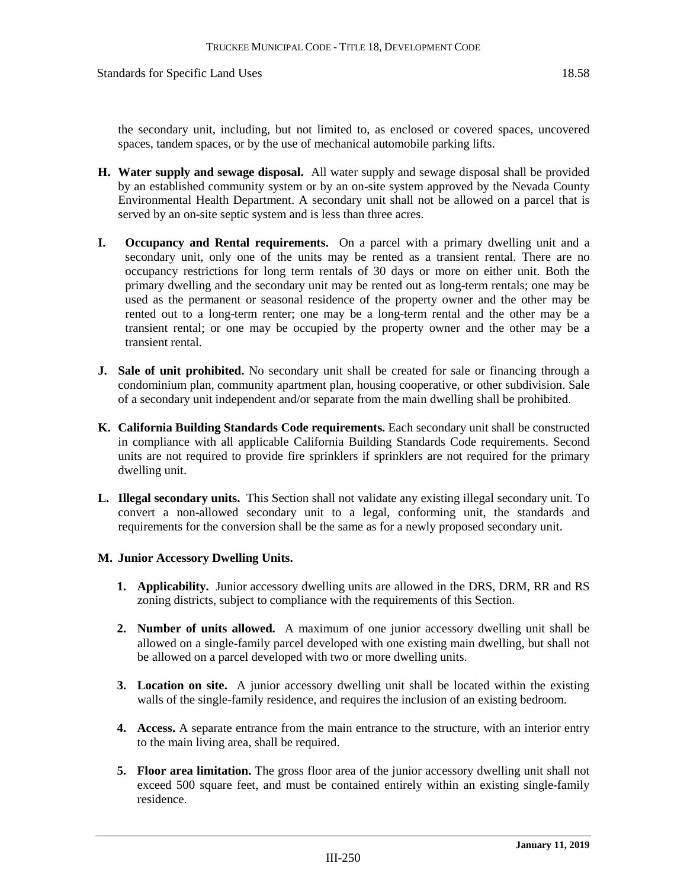the secondary unit, including, but not limited to, as enclosed or covered spaces, uncovered spaces, tandem spaces, or by the use of mechanical automobile parking lifts.

**H. Water supply and sewage disposal.** All water supply and sewage disposal shall be provided by an established community system or by an on-site system approved by the Nevada County Environmental Health Department. A secondary unit shall not be allowed on a parcel that is served by an on-site septic system and is less than three acres.

**I. Occupancy and Rental requirements.** On a parcel with a primary dwelling unit and a secondary unit, only one of the units may be rented as a transient rental. There are no occupancy restrictions for long term rentals of 30 days or more on either unit. Both the primary dwelling and the secondary unit may be rented out as long-term rentals; one may be used as the permanent or seasonal residence of the property owner and the other may be rented out to a long-term renter; one may be a long-term rental and the other may be a transient rental; or one may be occupied by the property owner and the other may be a transient rental.

**J. Sale of unit prohibited.** No secondary unit shall be created for sale or financing through a condominium plan, community apartment plan, housing cooperative, or other subdivision. Sale of a secondary unit independent and/or separate from the main dwelling shall be prohibited.

**K. California Building Standards Code requirements.** Each secondary unit shall be constructed in compliance with all applicable California Building Standards Code requirements. Second units are not required to provide fire sprinklers if sprinklers are not required for the primary dwelling unit.

**L. Illegal secondary units.** This Section shall not validate any existing illegal secondary unit. To convert a non-allowed secondary unit to a legal, conforming unit, the standards and requirements for the conversion shall be the same as for a newly proposed secondary unit.

**M. Junior Accessory Dwelling Units.**

1. **Applicability.** Junior accessory dwelling units are allowed in the DRS, DRM, RR and RS zoning districts, subject to compliance with the requirements of this Section.

2. **Number of units allowed.** A maximum of one junior accessory dwelling unit shall be allowed on a single-family parcel developed with one existing main dwelling, but shall not be allowed on a parcel developed with two or more dwelling units.

3. **Location on site.** A junior accessory dwelling unit shall be located within the existing walls of the single-family residence, and requires the inclusion of an existing bedroom.

4. **Access.** A separate entrance from the main entrance to the structure, with an interior entry to the main living area, shall be required.

5. **Floor area limitation.** The gross floor area of the junior accessory dwelling unit shall not exceed 500 square feet, and must be contained entirely within an existing single-family residence.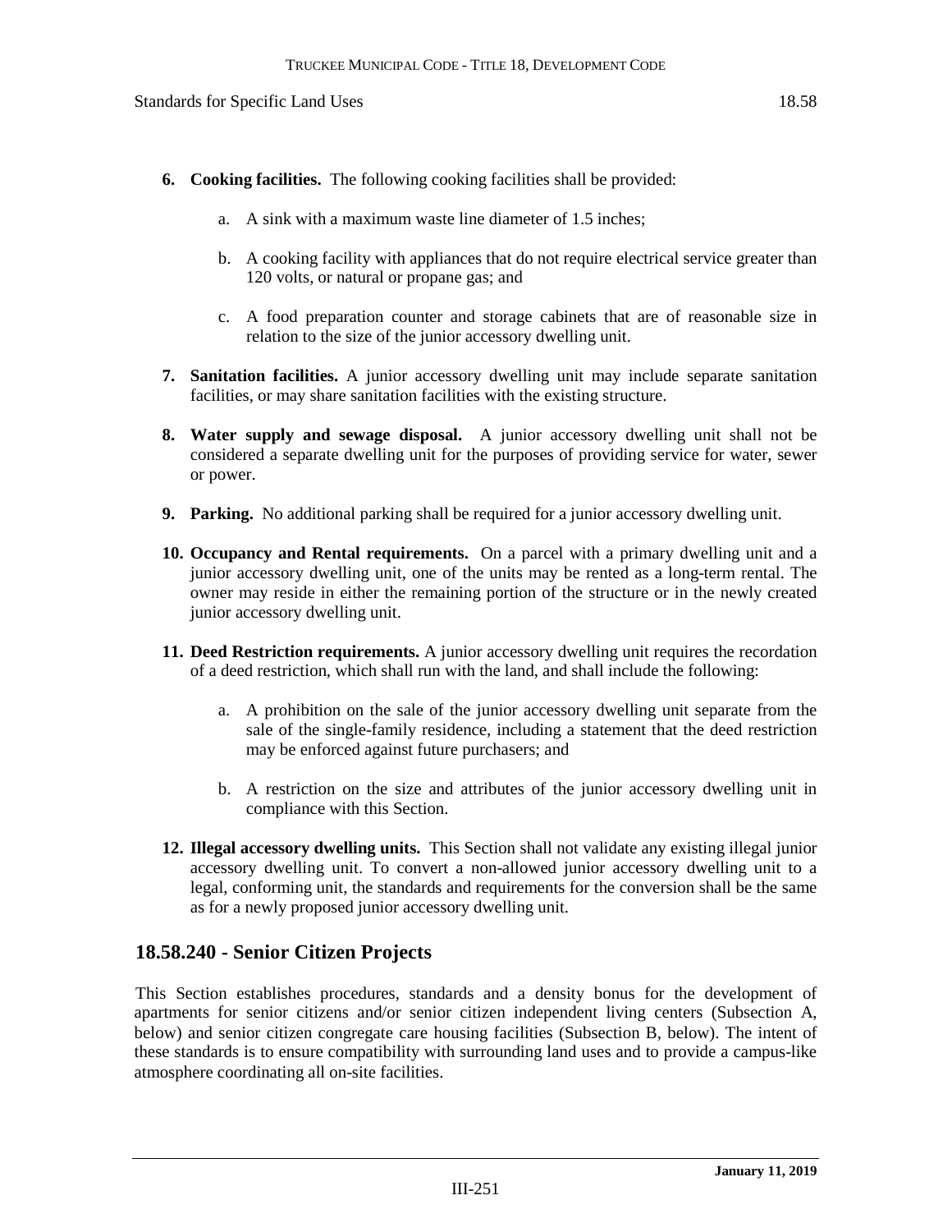6. **Cooking facilities.** The following cooking facilities shall be provided:

   a. A sink with a maximum waste line diameter of 1.5 inches;

   b. A cooking facility with appliances that do not require electrical service greater than 120 volts, or natural or propane gas; and

   c. A food preparation counter and storage cabinets that are of reasonable size in relation to the size of the junior accessory dwelling unit.

7. **Sanitation facilities.** A junior accessory dwelling unit may include separate sanitation facilities, or may share sanitation facilities with the existing structure.

8. **Water supply and sewage disposal.** A junior accessory dwelling unit shall not be considered a separate dwelling unit for the purposes of providing service for water, sewer or power.

9. **Parking.** No additional parking shall be required for a junior accessory dwelling unit.

10. **Occupancy and Rental requirements.** On a parcel with a primary dwelling unit and a junior accessory dwelling unit, one of the units may be rented as a long-term rental. The owner may reside in either the remaining portion of the structure or in the newly created junior accessory dwelling unit.

11. **Deed Restriction requirements.** A junior accessory dwelling unit requires the recordation of a deed restriction, which shall run with the land, and shall include the following:

    a. A prohibition on the sale of the junior accessory dwelling unit separate from the sale of the single-family residence, including a statement that the deed restriction may be enforced against future purchasers; and

    b. A restriction on the size and attributes of the junior accessory dwelling unit in compliance with this Section.

12. **Illegal accessory dwelling units.** This Section shall not validate any existing illegal junior accessory dwelling unit. To convert a non-allowed junior accessory dwelling unit to a legal, conforming unit, the standards and requirements for the conversion shall be the same as for a newly proposed junior accessory dwelling unit.

## 18.58.240 - Senior Citizen Projects

This Section establishes procedures, standards and a density bonus for the development of apartments for senior citizens and/or senior citizen independent living centers (Subsection A, below) and senior citizen congregate care housing facilities (Subsection B, below). The intent of these standards is to ensure compatibility with surrounding land uses and to provide a campus-like atmosphere coordinating all on-site facilities.